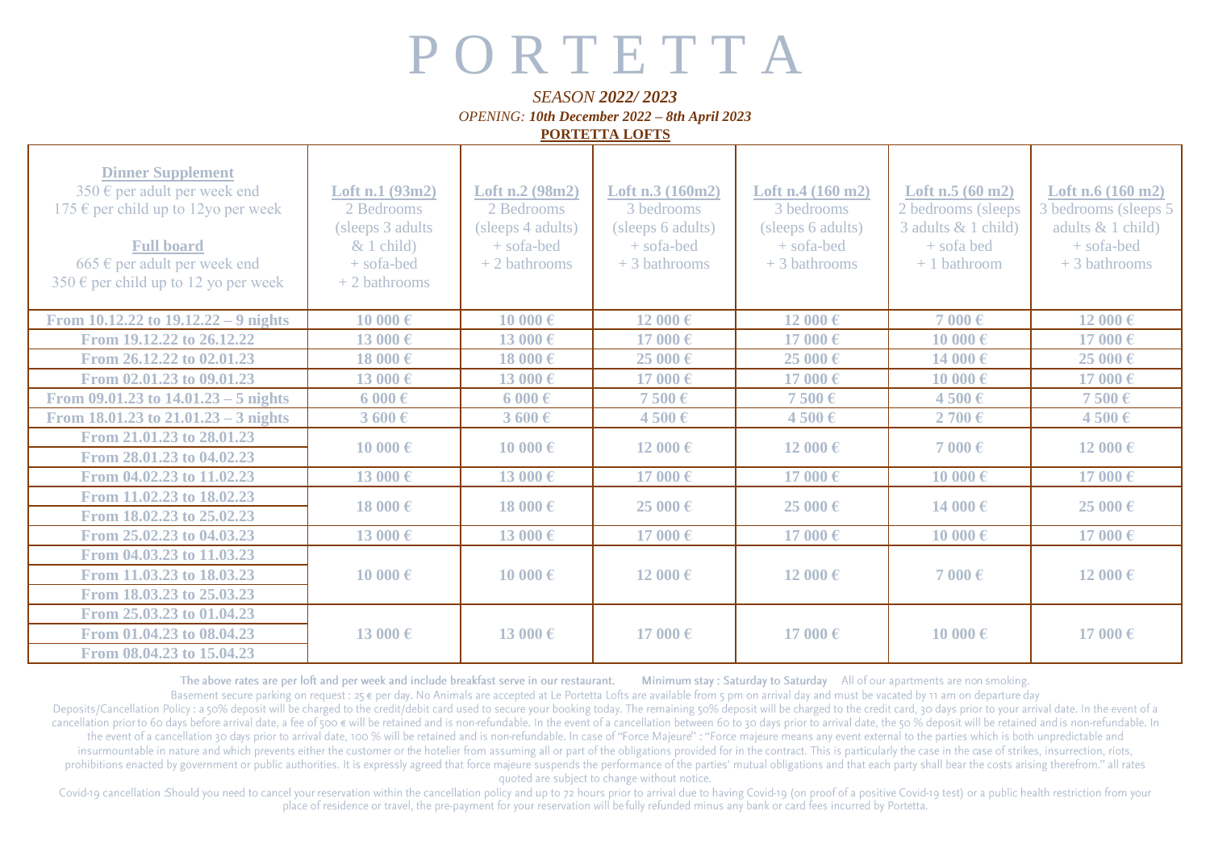# P O R T E T T A

*SEASON **2022/ 2023***

*OPENING: **10th December 2022 – 8th April 2023***

**PORTETTA LOFTS**

| **Dinner Supplement**<br>350 € per adult per week end<br>175 € per child up to 12yo per week<br><br>**Full board**<br>665 € per adult per week end<br>350 € per child up to 12 yo per week | **Loft n.1 (93m2)**<br>2 Bedrooms<br>(sleeps 3 adults & 1 child)<br>+ sofa-bed<br>+ 2 bathrooms | **Loft n.2 (98m2)**<br>2 Bedrooms<br>(sleeps 4 adults)<br>+ sofa-bed<br>+ 2 bathrooms | **Loft n.3 (160m2)**<br>3 bedrooms<br>(sleeps 6 adults)<br>+ sofa-bed<br>+ 3 bathrooms | **Loft n.4 (160 m2)**<br>3 bedrooms<br>(sleeps 6 adults)<br>+ sofa-bed<br>+ 3 bathrooms | **Loft n.5 (60 m2)**<br>2 bedrooms (sleeps 3 adults & 1 child)<br>+ sofa bed<br>+ 1 bathroom | **Loft n.6 (160 m2)**<br>3 bedrooms (sleeps 5 adults & 1 child)<br>+ sofa-bed<br>+ 3 bathrooms |
|---|---|---|---|---|---|---|
| **From 10.12.22 to 19.12.22 – 9 nights** | **10 000 €** | **10 000 €** | **12 000 €** | **12 000 €** | **7 000 €** | **12 000 €** |
| **From 19.12.22 to 26.12.22** | **13 000 €** | **13 000 €** | **17 000 €** | **17 000 €** | **10 000 €** | **17 000 €** |
| **From 26.12.22 to 02.01.23** | **18 000 €** | **18 000 €** | **25 000 €** | **25 000 €** | **14 000 €** | **25 000 €** |
| **From 02.01.23 to 09.01.23** | **13 000 €** | **13 000 €** | **17 000 €** | **17 000 €** | **10 000 €** | **17 000 €** |
| **From 09.01.23 to 14.01.23 – 5 nights** | **6 000 €** | **6 000 €** | **7 500 €** | **7 500 €** | **4 500 €** | **7 500 €** |
| **From 18.01.23 to 21.01.23 – 3 nights** | **3 600 €** | **3 600 €** | **4 500 €** | **4 500 €** | **2 700 €** | **4 500 €** |
| **From 21.01.23 to 28.01.23**<br>**From 28.01.23 to 04.02.23** | **10 000 €** | **10 000 €** | **12 000 €** | **12 000 €** | **7 000 €** | **12 000 €** |
| **From 04.02.23 to 11.02.23** | **13 000 €** | **13 000 €** | **17 000 €** | **17 000 €** | **10 000 €** | **17 000 €** |
| **From 11.02.23 to 18.02.23**<br>**From 18.02.23 to 25.02.23** | **18 000 €** | **18 000 €** | **25 000 €** | **25 000 €** | **14 000 €** | **25 000 €** |
| **From 25.02.23 to 04.03.23** | **13 000 €** | **13 000 €** | **17 000 €** | **17 000 €** | **10 000 €** | **17 000 €** |
| **From 04.03.23 to 11.03.23**<br>**From 11.03.23 to 18.03.23**<br>**From 18.03.23 to 25.03.23** | **10 000 €** | **10 000 €** | **12 000 €** | **12 000 €** | **7 000 €** | **12 000 €** |
| **From 25.03.23 to 01.04.23**<br>**From 01.04.23 to 08.04.23**<br>**From 08.04.23 to 15.04.23** | **13 000 €** | **13 000 €** | **17 000 €** | **17 000 €** | **10 000 €** | **17 000 €** |

The above rates are per loft and per week and include breakfast serve in our restaurant. Minimum stay : Saturday to Saturday All of our apartments are non smoking.

Basement secure parking on request : 25 € per day. No Animals are accepted at Le Portetta Lofts are available from 5 pm on arrival day and must be vacated by 11 am on departure day

Deposits/Cancellation Policy : a 50% deposit will be charged to the credit/debit card used to secure your booking today. The remaining 50% deposit will be charged to the credit card, 30 days prior to your arrival date. In the event of a cancellation prior to 60 days before arrival date, a fee of 500 € will be retained and is non-refundable. In the event of a cancellation between 60 to 30 days prior to arrival date, the 50 % deposit will be retained and is non-refundable. In the event of a cancellation 30 days prior to arrival date, 100 % will be retained and is non-refundable. In case of "Force Majeure" : "Force majeure means any event external to the parties which is both unpredictable and insurmountable in nature and which prevents either the customer or the hotelier from assuming all or part of the obligations provided for in the contract. This is particularly the case in the case of strikes, insurrection, riots, prohibitions enacted by government or public authorities. It is expressly agreed that force majeure suspends the performance of the parties' mutual obligations and that each party shall bear the costs arising therefrom." all rates quoted are subject to change without notice.

Covid-19 cancellation :Should you need to cancel your reservation within the cancellation policy and up to 72 hours prior to arrival due to having Covid-19 (on proof of a positive Covid-19 test) or a public health restriction from your place of residence or travel, the pre-payment for your reservation will be fully refunded minus any bank or card fees incurred by Portetta.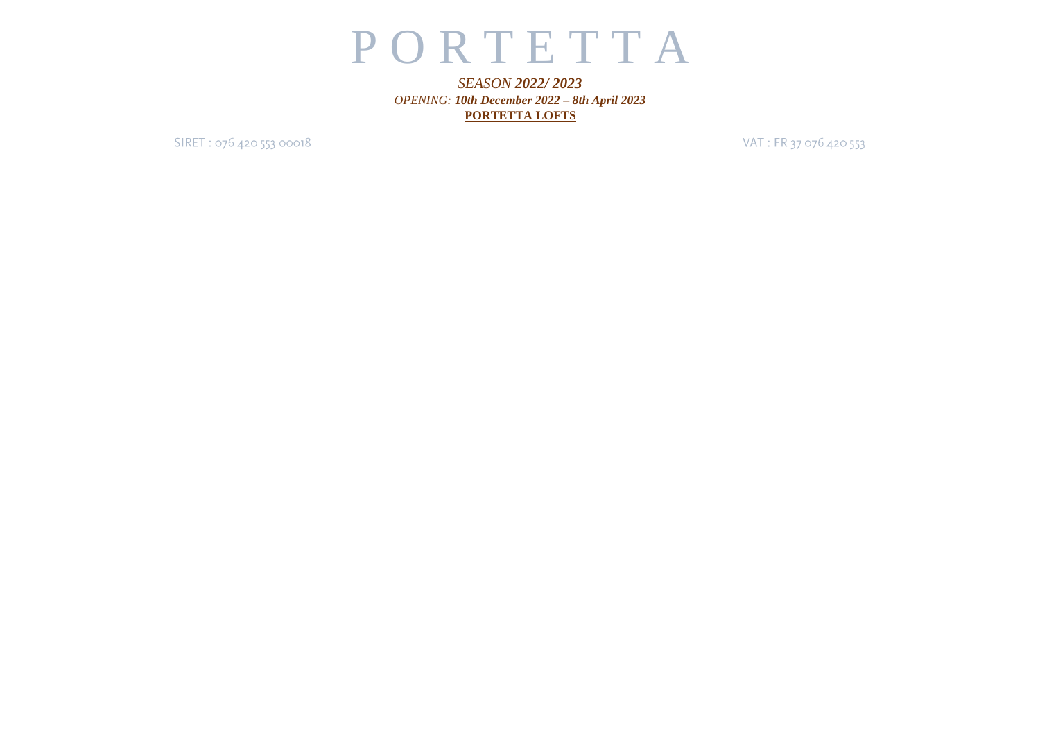# P O R T E T T A

*SEASON **2022/ 2023***

*OPENING: **10th December 2022 – 8th April 2023***

**PORTETTA LOFTS**

SIRET : 076 420 553 00018

VAT : FR 37 076 420 553